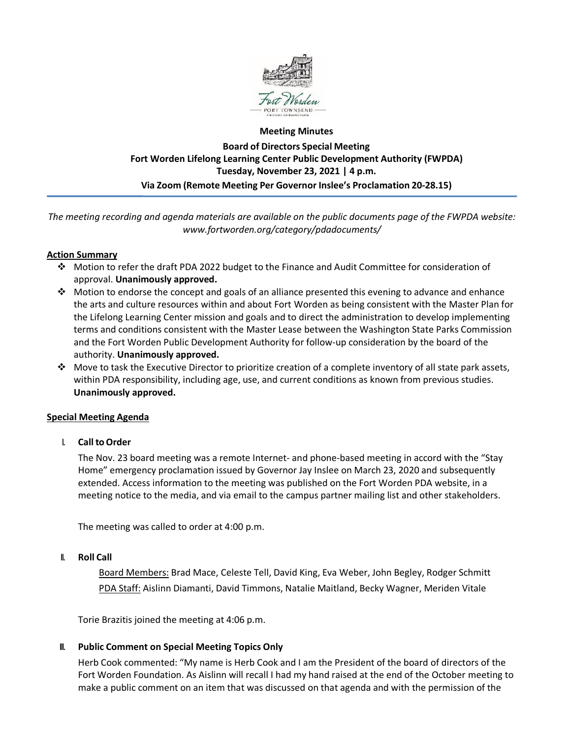**Meeting Minutes**

**Board of Directors Special Meeting**
**Fort Worden Lifelong Learning Center Public Development Authority (FWPDA)**
**Tuesday, November 23, 2021 | 4 p.m.**
**Via Zoom (Remote Meeting Per Governor Inslee's Proclamation 20-28.15)**

*The meeting recording and agenda materials are available on the public documents page of the FWPDA website: www.fortworden.org/category/pdadocuments/*

## Action Summary

- ❖ Motion to refer the draft PDA 2022 budget to the Finance and Audit Committee for consideration of approval. **Unanimously approved.**
- ❖ Motion to endorse the concept and goals of an alliance presented this evening to advance and enhance the arts and culture resources within and about Fort Worden as being consistent with the Master Plan for the Lifelong Learning Center mission and goals and to direct the administration to develop implementing terms and conditions consistent with the Master Lease between the Washington State Parks Commission and the Fort Worden Public Development Authority for follow-up consideration by the board of the authority. **Unanimously approved.**
- ❖ Move to task the Executive Director to prioritize creation of a complete inventory of all state park assets, within PDA responsibility, including age, use, and current conditions as known from previous studies. **Unanimously approved.**

## Special Meeting Agenda

### I. Call to Order

The Nov. 23 board meeting was a remote Internet- and phone-based meeting in accord with the "Stay Home" emergency proclamation issued by Governor Jay Inslee on March 23, 2020 and subsequently extended. Access information to the meeting was published on the Fort Worden PDA website, in a meeting notice to the media, and via email to the campus partner mailing list and other stakeholders.

The meeting was called to order at 4:00 p.m.

### II. Roll Call

Board Members: Brad Mace, Celeste Tell, David King, Eva Weber, John Begley, Rodger Schmitt
PDA Staff: Aislinn Diamanti, David Timmons, Natalie Maitland, Becky Wagner, Meriden Vitale

Torie Brazitis joined the meeting at 4:06 p.m.

### III. Public Comment on Special Meeting Topics Only

Herb Cook commented: "My name is Herb Cook and I am the President of the board of directors of the Fort Worden Foundation. As Aislinn will recall I had my hand raised at the end of the October meeting to make a public comment on an item that was discussed on that agenda and with the permission of the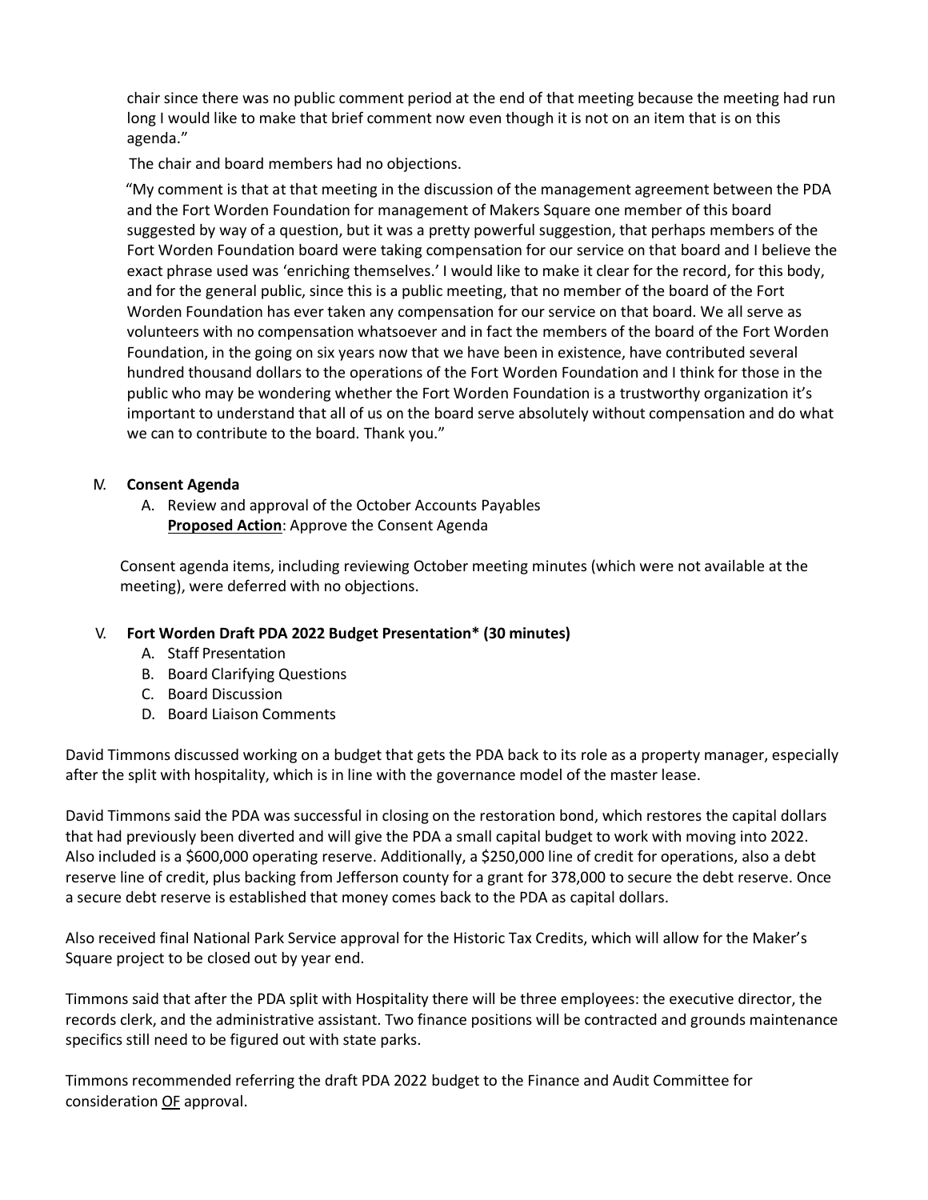chair since there was no public comment period at the end of that meeting because the meeting had run long I would like to make that brief comment now even though it is not on an item that is on this agenda."

The chair and board members had no objections.

"My comment is that at that meeting in the discussion of the management agreement between the PDA and the Fort Worden Foundation for management of Makers Square one member of this board suggested by way of a question, but it was a pretty powerful suggestion, that perhaps members of the Fort Worden Foundation board were taking compensation for our service on that board and I believe the exact phrase used was 'enriching themselves.' I would like to make it clear for the record, for this body, and for the general public, since this is a public meeting, that no member of the board of the Fort Worden Foundation has ever taken any compensation for our service on that board. We all serve as volunteers with no compensation whatsoever and in fact the members of the board of the Fort Worden Foundation, in the going on six years now that we have been in existence, have contributed several hundred thousand dollars to the operations of the Fort Worden Foundation and I think for those in the public who may be wondering whether the Fort Worden Foundation is a trustworthy organization it's important to understand that all of us on the board serve absolutely without compensation and do what we can to contribute to the board. Thank you."

IV. **Consent Agenda**

A. Review and approval of the October Accounts Payables
   **Proposed Action**: Approve the Consent Agenda

Consent agenda items, including reviewing October meeting minutes (which were not available at the meeting), were deferred with no objections.

V. **Fort Worden Draft PDA 2022 Budget Presentation\* (30 minutes)**

A. Staff Presentation
B. Board Clarifying Questions
C. Board Discussion
D. Board Liaison Comments

David Timmons discussed working on a budget that gets the PDA back to its role as a property manager, especially after the split with hospitality, which is in line with the governance model of the master lease.

David Timmons said the PDA was successful in closing on the restoration bond, which restores the capital dollars that had previously been diverted and will give the PDA a small capital budget to work with moving into 2022. Also included is a $600,000 operating reserve. Additionally, a $250,000 line of credit for operations, also a debt reserve line of credit, plus backing from Jefferson county for a grant for 378,000 to secure the debt reserve. Once a secure debt reserve is established that money comes back to the PDA as capital dollars.

Also received final National Park Service approval for the Historic Tax Credits, which will allow for the Maker's Square project to be closed out by year end.

Timmons said that after the PDA split with Hospitality there will be three employees: the executive director, the records clerk, and the administrative assistant. Two finance positions will be contracted and grounds maintenance specifics still need to be figured out with state parks.

Timmons recommended referring the draft PDA 2022 budget to the Finance and Audit Committee for consideration <u>OF</u> approval.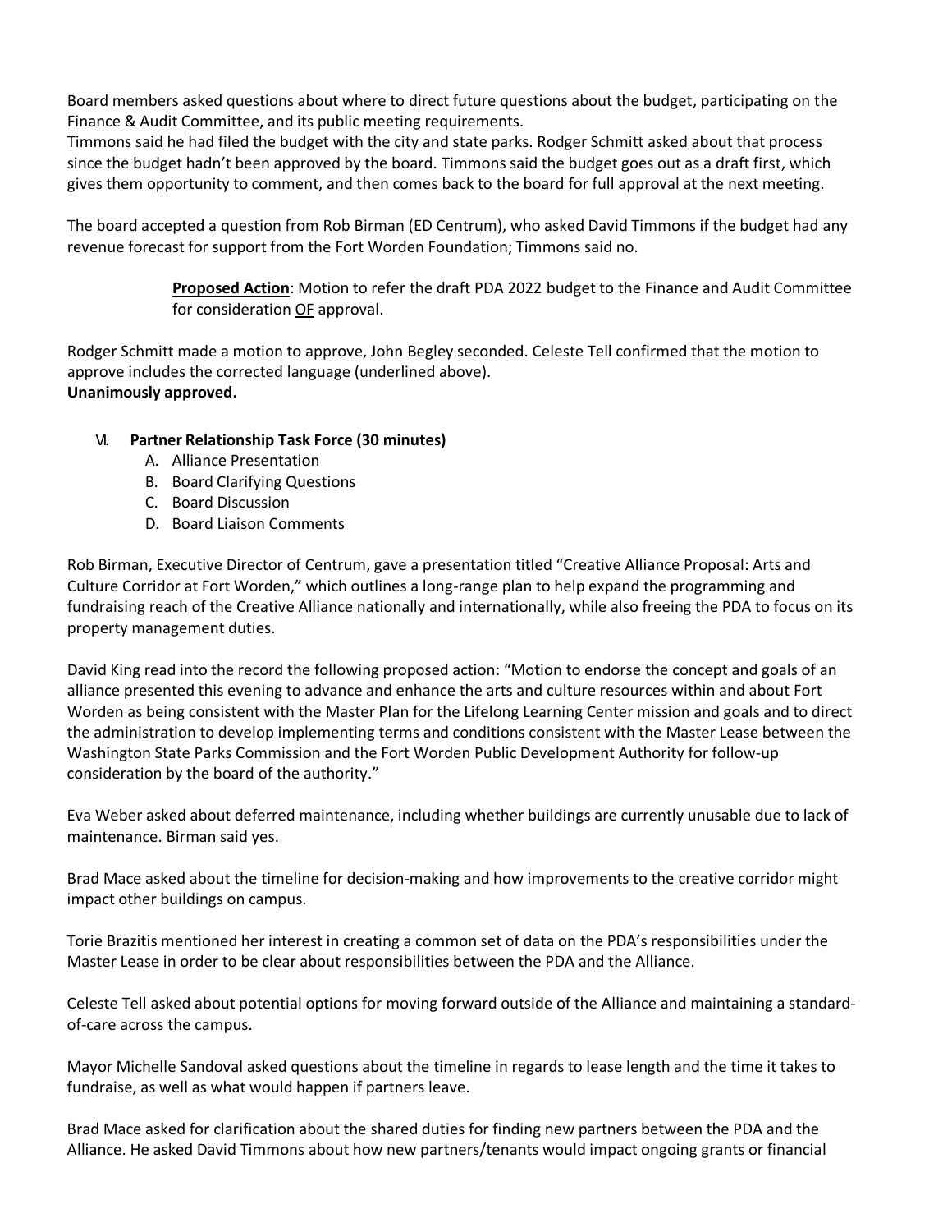Board members asked questions about where to direct future questions about the budget, participating on the Finance & Audit Committee, and its public meeting requirements.
Timmons said he had filed the budget with the city and state parks. Rodger Schmitt asked about that process since the budget hadn't been approved by the board. Timmons said the budget goes out as a draft first, which gives them opportunity to comment, and then comes back to the board for full approval at the next meeting.

The board accepted a question from Rob Birman (ED Centrum), who asked David Timmons if the budget had any revenue forecast for support from the Fort Worden Foundation; Timmons said no.

> **Proposed Action**: Motion to refer the draft PDA 2022 budget to the Finance and Audit Committee for consideration <u>OF</u> approval.

Rodger Schmitt made a motion to approve, John Begley seconded. Celeste Tell confirmed that the motion to approve includes the corrected language (underlined above).
**Unanimously approved.**

VI. **Partner Relationship Task Force (30 minutes)**
   A. Alliance Presentation
   B. Board Clarifying Questions
   C. Board Discussion
   D. Board Liaison Comments

Rob Birman, Executive Director of Centrum, gave a presentation titled "Creative Alliance Proposal: Arts and Culture Corridor at Fort Worden," which outlines a long-range plan to help expand the programming and fundraising reach of the Creative Alliance nationally and internationally, while also freeing the PDA to focus on its property management duties.

David King read into the record the following proposed action: "Motion to endorse the concept and goals of an alliance presented this evening to advance and enhance the arts and culture resources within and about Fort Worden as being consistent with the Master Plan for the Lifelong Learning Center mission and goals and to direct the administration to develop implementing terms and conditions consistent with the Master Lease between the Washington State Parks Commission and the Fort Worden Public Development Authority for follow-up consideration by the board of the authority."

Eva Weber asked about deferred maintenance, including whether buildings are currently unusable due to lack of maintenance. Birman said yes.

Brad Mace asked about the timeline for decision-making and how improvements to the creative corridor might impact other buildings on campus.

Torie Brazitis mentioned her interest in creating a common set of data on the PDA's responsibilities under the Master Lease in order to be clear about responsibilities between the PDA and the Alliance.

Celeste Tell asked about potential options for moving forward outside of the Alliance and maintaining a standard-of-care across the campus.

Mayor Michelle Sandoval asked questions about the timeline in regards to lease length and the time it takes to fundraise, as well as what would happen if partners leave.

Brad Mace asked for clarification about the shared duties for finding new partners between the PDA and the Alliance. He asked David Timmons about how new partners/tenants would impact ongoing grants or financial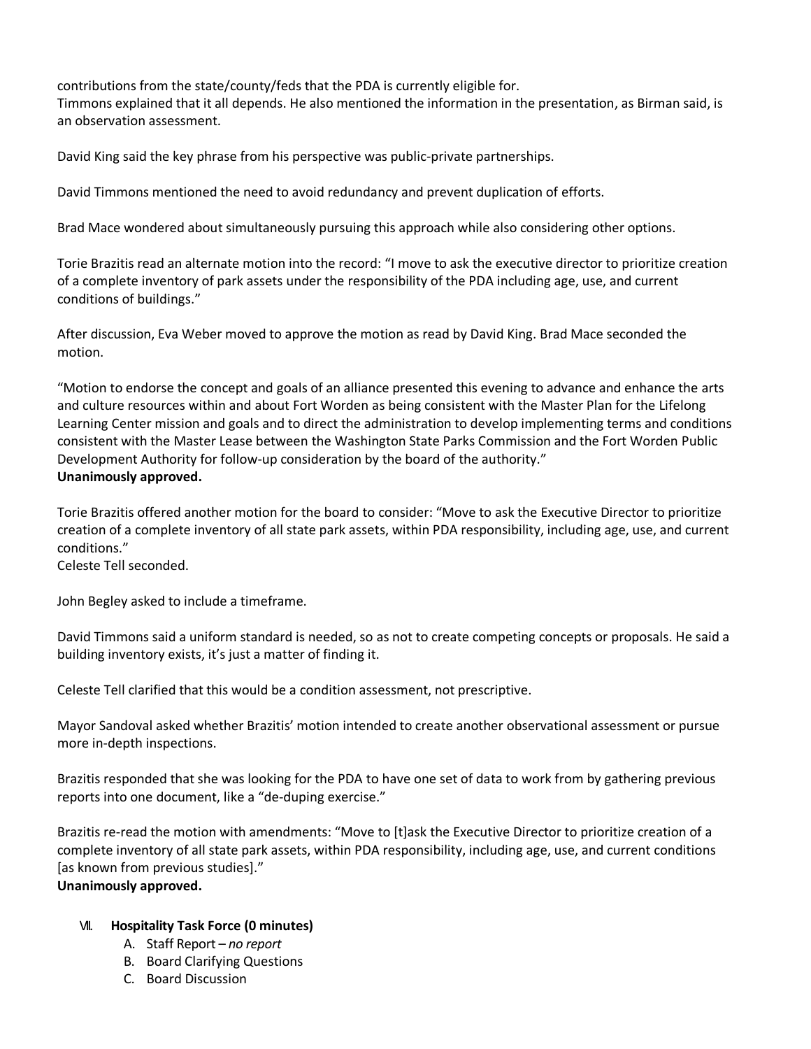contributions from the state/county/feds that the PDA is currently eligible for.
Timmons explained that it all depends. He also mentioned the information in the presentation, as Birman said, is an observation assessment.

David King said the key phrase from his perspective was public-private partnerships.

David Timmons mentioned the need to avoid redundancy and prevent duplication of efforts.

Brad Mace wondered about simultaneously pursuing this approach while also considering other options.

Torie Brazitis read an alternate motion into the record: "I move to ask the executive director to prioritize creation of a complete inventory of park assets under the responsibility of the PDA including age, use, and current conditions of buildings."

After discussion, Eva Weber moved to approve the motion as read by David King. Brad Mace seconded the motion.

"Motion to endorse the concept and goals of an alliance presented this evening to advance and enhance the arts and culture resources within and about Fort Worden as being consistent with the Master Plan for the Lifelong Learning Center mission and goals and to direct the administration to develop implementing terms and conditions consistent with the Master Lease between the Washington State Parks Commission and the Fort Worden Public Development Authority for follow-up consideration by the board of the authority."
**Unanimously approved.**

Torie Brazitis offered another motion for the board to consider: "Move to ask the Executive Director to prioritize creation of a complete inventory of all state park assets, within PDA responsibility, including age, use, and current conditions."
Celeste Tell seconded.

John Begley asked to include a timeframe.

David Timmons said a uniform standard is needed, so as not to create competing concepts or proposals. He said a building inventory exists, it's just a matter of finding it.

Celeste Tell clarified that this would be a condition assessment, not prescriptive.

Mayor Sandoval asked whether Brazitis' motion intended to create another observational assessment or pursue more in-depth inspections.

Brazitis responded that she was looking for the PDA to have one set of data to work from by gathering previous reports into one document, like a "de-duping exercise."

Brazitis re-read the motion with amendments: "Move to [t]ask the Executive Director to prioritize creation of a complete inventory of all state park assets, within PDA responsibility, including age, use, and current conditions [as known from previous studies]."
**Unanimously approved.**

VII. **Hospitality Task Force (0 minutes)**
   A. Staff Report – *no report*
   B. Board Clarifying Questions
   C. Board Discussion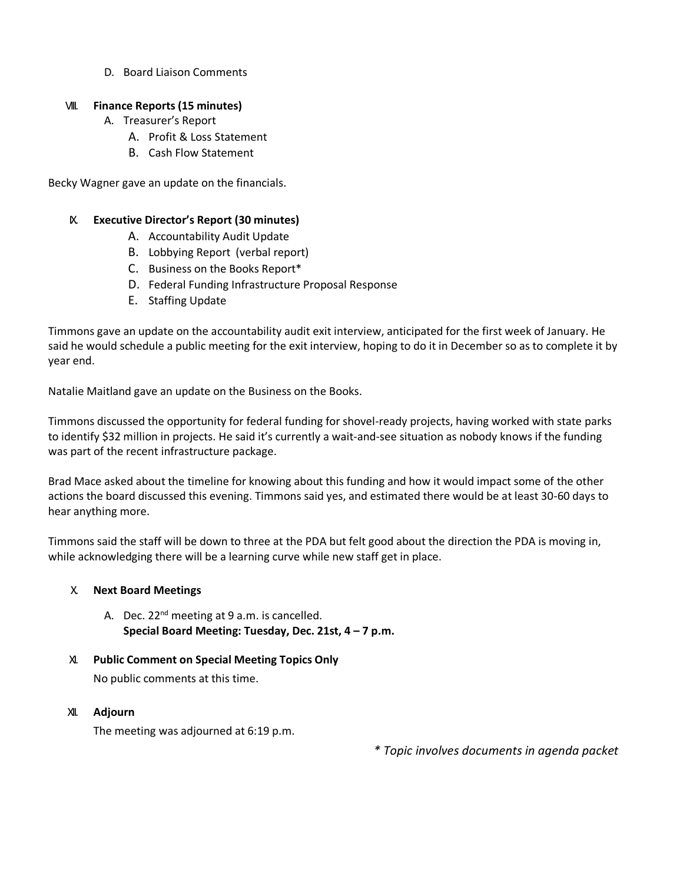D. Board Liaison Comments

VIII. **Finance Reports (15 minutes)**

A. Treasurer's Report
   - A. Profit & Loss Statement
   - B. Cash Flow Statement

Becky Wagner gave an update on the financials.

IX. **Executive Director's Report (30 minutes)**

- A. Accountability Audit Update
- B. Lobbying Report (verbal report)
- C. Business on the Books Report*
- D. Federal Funding Infrastructure Proposal Response
- E. Staffing Update

Timmons gave an update on the accountability audit exit interview, anticipated for the first week of January. He said he would schedule a public meeting for the exit interview, hoping to do it in December so as to complete it by year end.

Natalie Maitland gave an update on the Business on the Books.

Timmons discussed the opportunity for federal funding for shovel-ready projects, having worked with state parks to identify $32 million in projects. He said it's currently a wait-and-see situation as nobody knows if the funding was part of the recent infrastructure package.

Brad Mace asked about the timeline for knowing about this funding and how it would impact some of the other actions the board discussed this evening. Timmons said yes, and estimated there would be at least 30-60 days to hear anything more.

Timmons said the staff will be down to three at the PDA but felt good about the direction the PDA is moving in, while acknowledging there will be a learning curve while new staff get in place.

X. **Next Board Meetings**

A. Dec. 22nd meeting at 9 a.m. is cancelled.
**Special Board Meeting: Tuesday, Dec. 21st, 4 – 7 p.m.**

XI. **Public Comment on Special Meeting Topics Only**

No public comments at this time.

XII. **Adjourn**

The meeting was adjourned at 6:19 p.m.

*\* Topic involves documents in agenda packet*